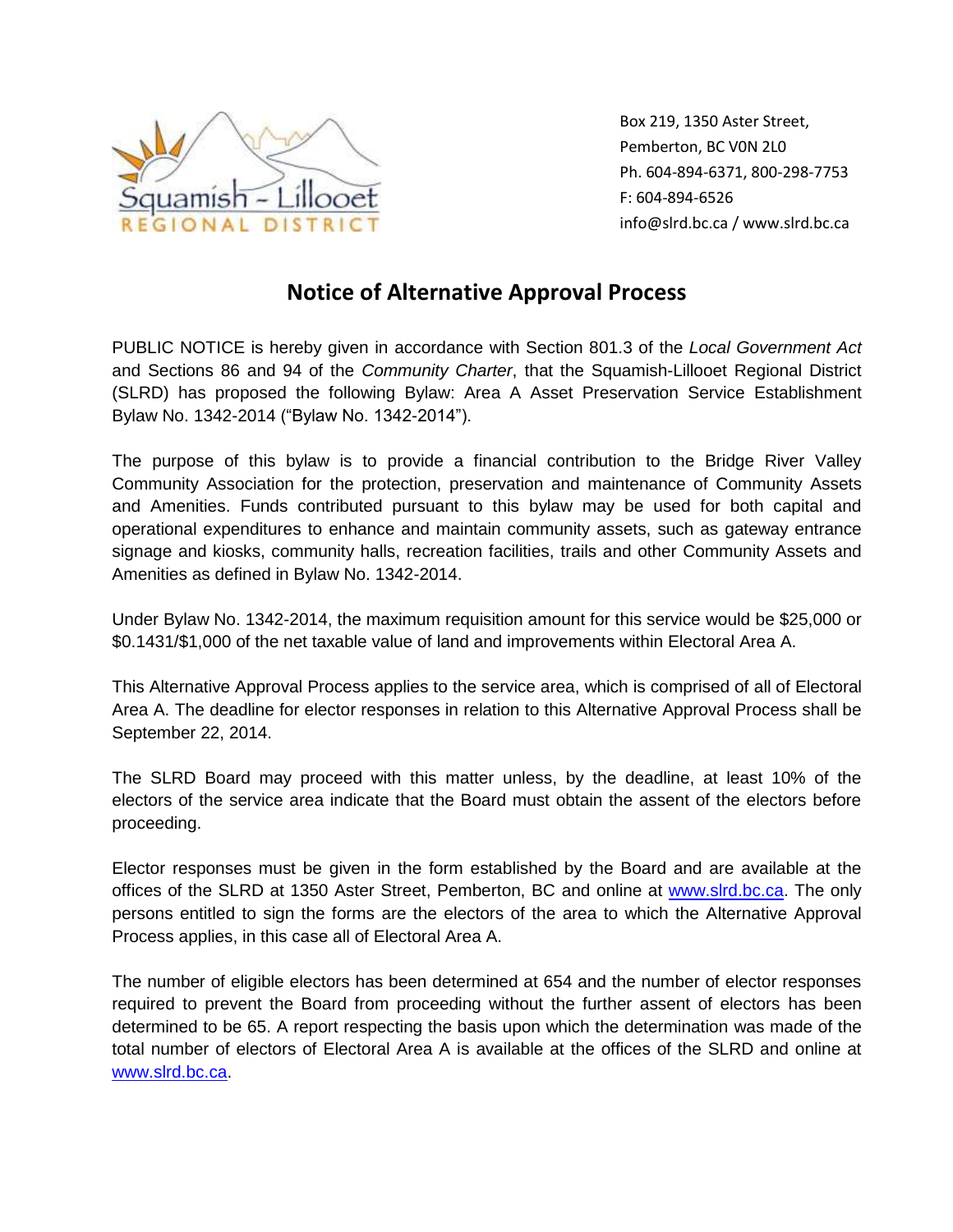Squamish - Lillooet
REGIONAL DISTRICT

Box 219, 1350 Aster Street,
Pemberton, BC V0N 2L0
Ph. 604-894-6371, 800-298-7753
F: 604-894-6526
info@slrd.bc.ca / www.slrd.bc.ca

# Notice of Alternative Approval Process

PUBLIC NOTICE is hereby given in accordance with Section 801.3 of the *Local Government Act* and Sections 86 and 94 of the *Community Charter*, that the Squamish-Lillooet Regional District (SLRD) has proposed the following Bylaw: Area A Asset Preservation Service Establishment Bylaw No. 1342-2014 ("Bylaw No. 1342-2014").

The purpose of this bylaw is to provide a financial contribution to the Bridge River Valley Community Association for the protection, preservation and maintenance of Community Assets and Amenities. Funds contributed pursuant to this bylaw may be used for both capital and operational expenditures to enhance and maintain community assets, such as gateway entrance signage and kiosks, community halls, recreation facilities, trails and other Community Assets and Amenities as defined in Bylaw No. 1342-2014.

Under Bylaw No. 1342-2014, the maximum requisition amount for this service would be $25,000 or $0.1431/$1,000 of the net taxable value of land and improvements within Electoral Area A.

This Alternative Approval Process applies to the service area, which is comprised of all of Electoral Area A. The deadline for elector responses in relation to this Alternative Approval Process shall be September 22, 2014.

The SLRD Board may proceed with this matter unless, by the deadline, at least 10% of the electors of the service area indicate that the Board must obtain the assent of the electors before proceeding.

Elector responses must be given in the form established by the Board and are available at the offices of the SLRD at 1350 Aster Street, Pemberton, BC and online at www.slrd.bc.ca. The only persons entitled to sign the forms are the electors of the area to which the Alternative Approval Process applies, in this case all of Electoral Area A.

The number of eligible electors has been determined at 654 and the number of elector responses required to prevent the Board from proceeding without the further assent of electors has been determined to be 65. A report respecting the basis upon which the determination was made of the total number of electors of Electoral Area A is available at the offices of the SLRD and online at www.slrd.bc.ca.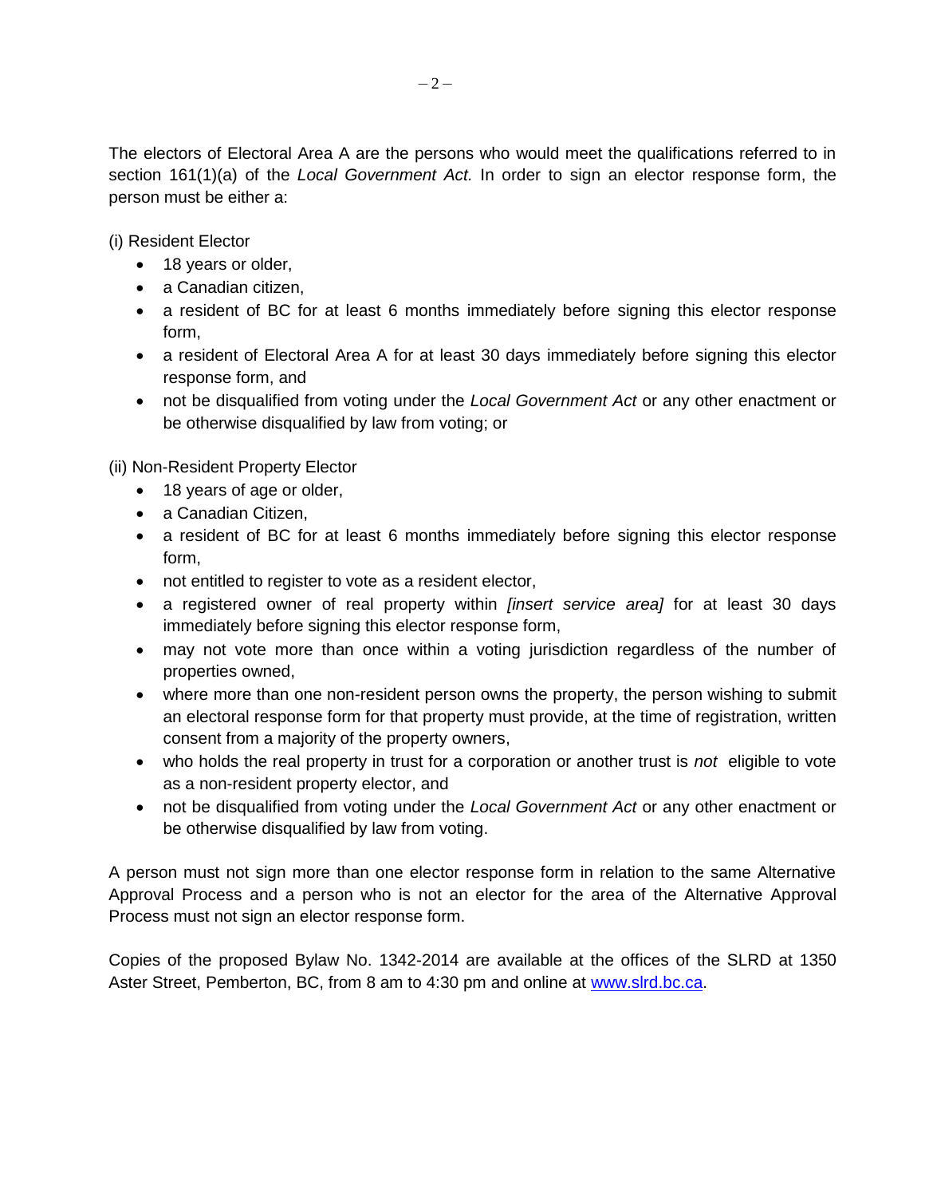The electors of Electoral Area A are the persons who would meet the qualifications referred to in section 161(1)(a) of the *Local Government Act.* In order to sign an elector response form, the person must be either a:

(i) Resident Elector

- 18 years or older,
- a Canadian citizen,
- a resident of BC for at least 6 months immediately before signing this elector response form,
- a resident of Electoral Area A for at least 30 days immediately before signing this elector response form, and
- not be disqualified from voting under the *Local Government Act* or any other enactment or be otherwise disqualified by law from voting; or

(ii) Non-Resident Property Elector

- 18 years of age or older,
- a Canadian Citizen,
- a resident of BC for at least 6 months immediately before signing this elector response form,
- not entitled to register to vote as a resident elector,
- a registered owner of real property within *[insert service area]* for at least 30 days immediately before signing this elector response form,
- may not vote more than once within a voting jurisdiction regardless of the number of properties owned,
- where more than one non-resident person owns the property, the person wishing to submit an electoral response form for that property must provide, at the time of registration, written consent from a majority of the property owners,
- who holds the real property in trust for a corporation or another trust is *not* eligible to vote as a non-resident property elector, and
- not be disqualified from voting under the *Local Government Act* or any other enactment or be otherwise disqualified by law from voting.

A person must not sign more than one elector response form in relation to the same Alternative Approval Process and a person who is not an elector for the area of the Alternative Approval Process must not sign an elector response form.

Copies of the proposed Bylaw No. 1342-2014 are available at the offices of the SLRD at 1350 Aster Street, Pemberton, BC, from 8 am to 4:30 pm and online at www.slrd.bc.ca.